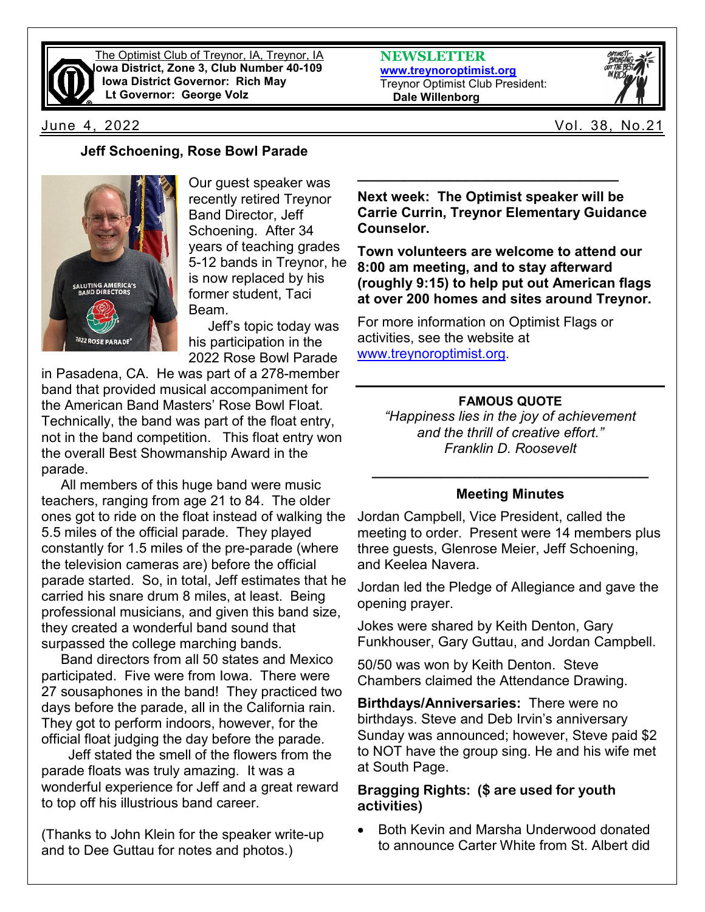The Optimist Club of Treynor, IA, Treynor, IA
**Iowa District, Zone 3, Club Number 40-109**
**Iowa District Governor: Rich May**
**Lt Governor: George Volz**

**NEWSLETTER**
**www.treynoroptimist.org**
Treynor Optimist Club President:
**Dale Willenborg**

June 4, 2022 Vol. 38, No.21

### Jeff Schoening, Rose Bowl Parade

Our guest speaker was recently retired Treynor Band Director, Jeff Schoening. After 34 years of teaching grades 5-12 bands in Treynor, he is now replaced by his former student, Taci Beam.

Jeff's topic today was his participation in the 2022 Rose Bowl Parade in Pasadena, CA. He was part of a 278-member band that provided musical accompaniment for the American Band Masters' Rose Bowl Float. Technically, the band was part of the float entry, not in the band competition. This float entry won the overall Best Showmanship Award in the parade.

All members of this huge band were music teachers, ranging from age 21 to 84. The older ones got to ride on the float instead of walking the 5.5 miles of the official parade. They played constantly for 1.5 miles of the pre-parade (where the television cameras are) before the official parade started. So, in total, Jeff estimates that he carried his snare drum 8 miles, at least. Being professional musicians, and given this band size, they created a wonderful band sound that surpassed the college marching bands.

Band directors from all 50 states and Mexico participated. Five were from Iowa. There were 27 sousaphones in the band! They practiced two days before the parade, all in the California rain. They got to perform indoors, however, for the official float judging the day before the parade.

Jeff stated the smell of the flowers from the parade floats was truly amazing. It was a wonderful experience for Jeff and a great reward to top off his illustrious band career.

(Thanks to John Klein for the speaker write-up and to Dee Guttau for notes and photos.)

---

**Next week: The Optimist speaker will be Carrie Currin, Treynor Elementary Guidance Counselor.**

**Town volunteers are welcome to attend our 8:00 am meeting, and to stay afterward (roughly 9:15) to help put out American flags at over 200 homes and sites around Treynor.**

For more information on Optimist Flags or activities, see the website at www.treynoroptimist.org.

---

**FAMOUS QUOTE**

*"Happiness lies in the joy of achievement and the thrill of creative effort."*
*Franklin D. Roosevelt*

---

### Meeting Minutes

Jordan Campbell, Vice President, called the meeting to order. Present were 14 members plus three guests, Glenrose Meier, Jeff Schoening, and Keelea Navera.

Jordan led the Pledge of Allegiance and gave the opening prayer.

Jokes were shared by Keith Denton, Gary Funkhouser, Gary Guttau, and Jordan Campbell.

50/50 was won by Keith Denton. Steve Chambers claimed the Attendance Drawing.

**Birthdays/Anniversaries:** There were no birthdays. Steve and Deb Irvin's anniversary Sunday was announced; however, Steve paid $2 to NOT have the group sing. He and his wife met at South Page.

**Bragging Rights: ($ are used for youth activities)**

- Both Kevin and Marsha Underwood donated to announce Carter White from St. Albert did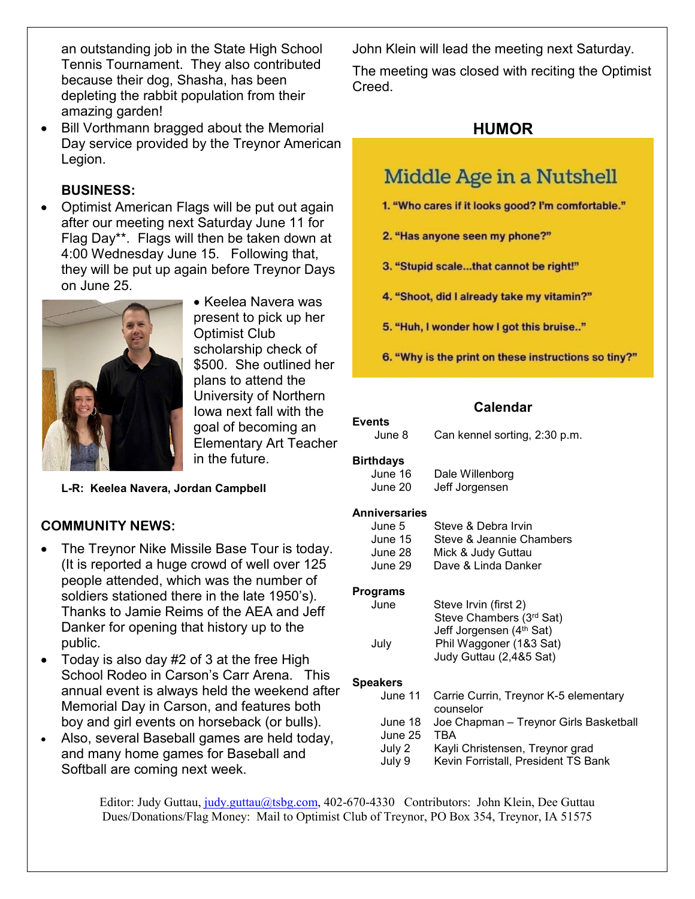an outstanding job in the State High School Tennis Tournament. They also contributed because their dog, Shasha, has been depleting the rabbit population from their amazing garden!

- Bill Vorthmann bragged about the Memorial Day service provided by the Treynor American Legion.

**BUSINESS:**

- Optimist American Flags will be put out again after our meeting next Saturday June 11 for Flag Day**. Flags will then be taken down at 4:00 Wednesday June 15. Following that, they will be put up again before Treynor Days on June 25.
- Keelea Navera was present to pick up her Optimist Club scholarship check of $500. She outlined her plans to attend the University of Northern Iowa next fall with the goal of becoming an Elementary Art Teacher in the future.

**L-R: Keelea Navera, Jordan Campbell**

**COMMUNITY NEWS:**

- The Treynor Nike Missile Base Tour is today. (It is reported a huge crowd of well over 125 people attended, which was the number of soldiers stationed there in the late 1950's). Thanks to Jamie Reims of the AEA and Jeff Danker for opening that history up to the public.
- Today is also day #2 of 3 at the free High School Rodeo in Carson's Carr Arena. This annual event is always held the weekend after Memorial Day in Carson, and features both boy and girl events on horseback (or bulls).
- Also, several Baseball games are held today, and many home games for Baseball and Softball are coming next week.

John Klein will lead the meeting next Saturday.

The meeting was closed with reciting the Optimist Creed.

## HUMOR

Middle Age in a Nutshell

1. "Who cares if it looks good? I'm comfortable."
2. "Has anyone seen my phone?"
3. "Stupid scale...that cannot be right!"
4. "Shoot, did I already take my vitamin?"
5. "Huh, I wonder how I got this bruise.."
6. "Why is the print on these instructions so tiny?"

## Calendar

**Events**

| | |
|---|---|
| June 8 | Can kennel sorting, 2:30 p.m. |

**Birthdays**

| | |
|---|---|
| June 16 | Dale Willenborg |
| June 20 | Jeff Jorgensen |

**Anniversaries**

| | |
|---|---|
| June 5 | Steve & Debra Irvin |
| June 15 | Steve & Jeannie Chambers |
| June 28 | Mick & Judy Guttau |
| June 29 | Dave & Linda Danker |

**Programs**

| | |
|---|---|
| June | Steve Irvin (first 2) |
| | Steve Chambers (3rd Sat) |
| | Jeff Jorgensen (4th Sat) |
| July | Phil Waggoner (1&3 Sat) |
| | Judy Guttau (2,4&5 Sat) |

**Speakers**

| | |
|---|---|
| June 11 | Carrie Currin, Treynor K-5 elementary counselor |
| June 18 | Joe Chapman – Treynor Girls Basketball |
| June 25 | TBA |
| July 2 | Kayli Christensen, Treynor grad |
| July 9 | Kevin Forristall, President TS Bank |

Editor: Judy Guttau, judy.guttau@tsbg.com, 402-670-4330 Contributors: John Klein, Dee Guttau
Dues/Donations/Flag Money: Mail to Optimist Club of Treynor, PO Box 354, Treynor, IA 51575